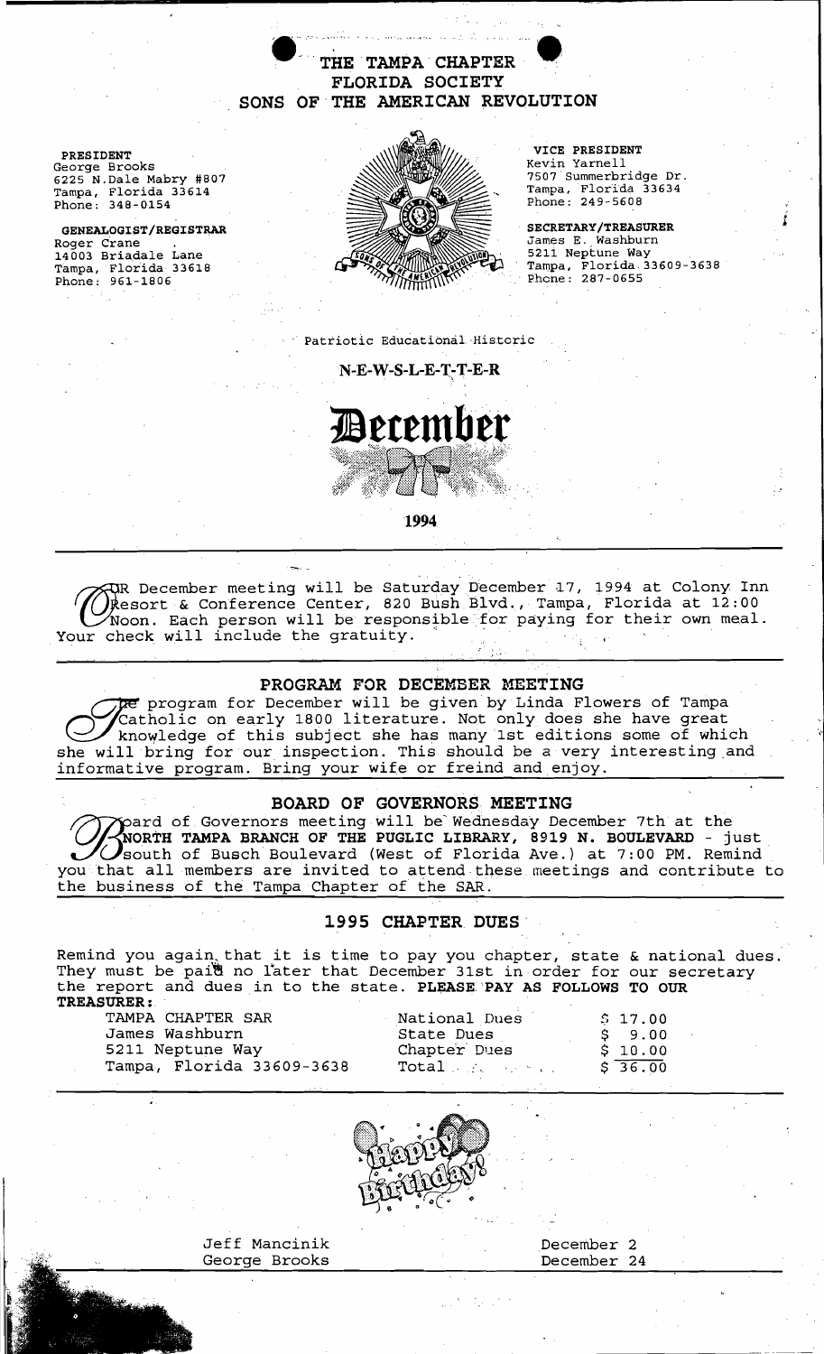# THE TAMPA CHAPTER
## FLORIDA SOCIETY
## SONS OF THE AMERICAN REVOLUTION

**PRESIDENT**
George Brooks
6225 N.Dale Mabry #807
Tampa, Florida 33614
Phone: 348-0154

**GENEALOGIST/REGISTRAR**
Roger Crane
14003 Briadale Lane
Tampa, Florida 33618
Phone: 961-1806

**VICE PRESIDENT**
Kevin Yarnell
7507 Summerbridge Dr.
Tampa, Florida 33634
Phone: 249-5608

**SECRETARY/TREASURER**
James E. Washburn
5211 Neptune Way
Tampa, Florida 33609-3638
Phone: 287-0655

Patriotic Educational Historic

**N-E-W-S-L-E-T-T-E-R**

# December

**1994**

OUR December meeting will be Saturday December 17, 1994 at Colony Inn Resort & Conference Center, 820 Bush Blvd., Tampa, Florida at 12:00 Noon. Each person will be responsible for paying for their own meal. Your check will include the gratuity.

### PROGRAM FOR DECEMBER MEETING

The program for December will be given by Linda Flowers of Tampa Catholic on early 1800 literature. Not only does she have great knowledge of this subject she has many 1st editions some of which she will bring for our inspection. This should be a very interesting and informative program. Bring your wife or freind and enjoy.

### BOARD OF GOVERNORS MEETING

Board of Governors meeting will be Wednesday December 7th at the **NORTH TAMPA BRANCH OF THE PUGLIC LIBRARY, 8919 N. BOULEVARD** - just south of Busch Boulevard (West of Florida Ave.) at 7:00 PM. Remind you that all members are invited to attend these meetings and contribute to the business of the Tampa Chapter of the SAR.

### 1995 CHAPTER DUES

Remind you again that it is time to pay you chapter, state & national dues. They must be paid no later that December 31st in order for our secretary the report and dues in to the state. **PLEASE PAY AS FOLLOWS TO OUR TREASURER:**

TAMPA CHAPTER SAR
James Washburn
5211 Neptune Way
Tampa, Florida 33609-3638

| | |
|---|---|
| National Dues | $ 17.00 |
| State Dues | $ 9.00 |
| Chapter Dues | $ 10.00 |
| Total | $ 36.00 |

Happy Birthday!

| | |
|---|---|
| Jeff Mancinik | December 2 |
| George Brooks | December 24 |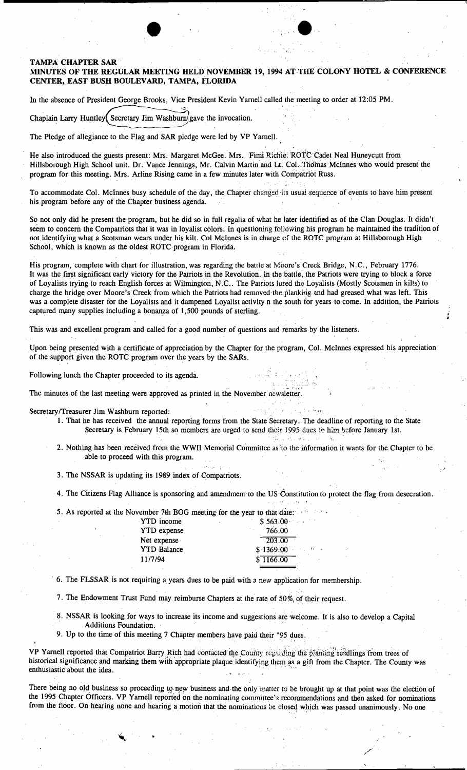**TAMPA CHAPTER SAR**

**MINUTES OF THE REGULAR MEETING HELD NOVEMBER 19, 1994 AT THE COLONY HOTEL & CONFERENCE CENTER, EAST BUSH BOULEVARD, TAMPA, FLORIDA**

In the absence of President George Brooks, Vice President Kevin Yarnell called the meeting to order at 12:05 PM.

Chaplain Larry Huntley (Secretary Jim Washburn) gave the invocation.

The Pledge of allegiance to the Flag and SAR pledge were led by VP Yarnell.

He also introduced the guests present: Mrs. Margaret McGee. Mrs. Fimi Richie. ROTC Cadet Neal Huneycutt from Hillsborough High School unit. Dr. Vance Jennings, Mr. Calvin Martin and Lt. Col. Thomas McInnes who would present the program for this meeting. Mrs. Arline Rising came in a few minutes later with Compatriot Russ.

To accommodate Col. McInnes busy schedule of the day, the Chapter changed its usual sequence of events to have him present his program before any of the Chapter business agenda.

So not only did he present the program, but he did so in full regalia of what he later identified as of the Clan Douglas. It didn't seem to concern the Compatriots that it was in loyalist colors. In questioning following his program he maintained the tradition of not identifying what a Scotsman wears under his kilt. Col McInnes is in charge of the ROTC program at Hillsborough High School, which is known as the oldest ROTC program in Florida.

His program, complete with chart for illustration, was regarding the battle at Moore's Creek Bridge, N.C., February 1776. It was the first significant early victory for the Patriots in the Revolution. In the battle, the Patriots were trying to block a force of Loyalists trying to reach English forces at Wilmington, N.C.. The Patriots lured the Loyalists (Mostly Scotsmen in kilts) to charge the bridge over Moore's Creek from which the Patriots had removed the planking and had greased what was left. This was a complete disaster for the Loyalists and it dampened Loyalist activity n the south for years to come. In addition, the Patriots captured many supplies including a bonanza of 1,500 pounds of sterling.

This was and excellent program and called for a good number of questions and remarks by the listeners.

Upon being presented with a certificate of appreciation by the Chapter for the program, Col. McInnes expressed his appreciation of the support given the ROTC program over the years by the SARs.

Following lunch the Chapter proceeded to its agenda.

The minutes of the last meeting were approved as printed in the November newsletter.

Secretary/Treasurer Jim Washburn reported:

1. That he has received the annual reporting forms from the State Secretary. The deadline of reporting to the State Secretary is February 15th so members are urged to send their 1995 dues to him before January 1st.
2. Nothing has been received from the WWII Memorial Committee as to the information it wants for the Chapter to be able to proceed with this program.
3. The NSSAR is updating its 1989 index of Compatriots.
4. The Citizens Flag Alliance is sponsoring and amendment to the US Constitution to protect the flag from desecration.
5. As reported at the November 7th BOG meeting for the year to that date:

| | |
|---|---|
| YTD income | $ 563.00 |
| YTD expense | 766.00 |
| Net expense | 203.00 |
| YTD Balance | $ 1369.00 |
| 11/7/94 | $ 1166.00 |

6. The FLSSAR is not requiring a years dues to be paid with a new application for membership.
7. The Endowment Trust Fund may reimburse Chapters at the rate of 50% of their request.
8. NSSAR is looking for ways to increase its income and suggestions are welcome. It is also to develop a Capital Additions Foundation.
9. Up to the time of this meeting 7 Chapter members have paid their "95 dues.

VP Yarnell reported that Compatriot Barry Rich had contacted the County regarding the planting seedlings from trees of historical significance and marking them with appropriate plaque identifying them as a gift from the Chapter. The County was enthusiastic about the idea.

There being no old business so proceeding to new business and the only matter to be brought up at that point was the election of the 1995 Chapter Officers. VP Yarnell reported on the nominating committee's recommendations and then asked for nominations from the floor. On hearing none and hearing a motion that the nominations be closed which was passed unanimously. No one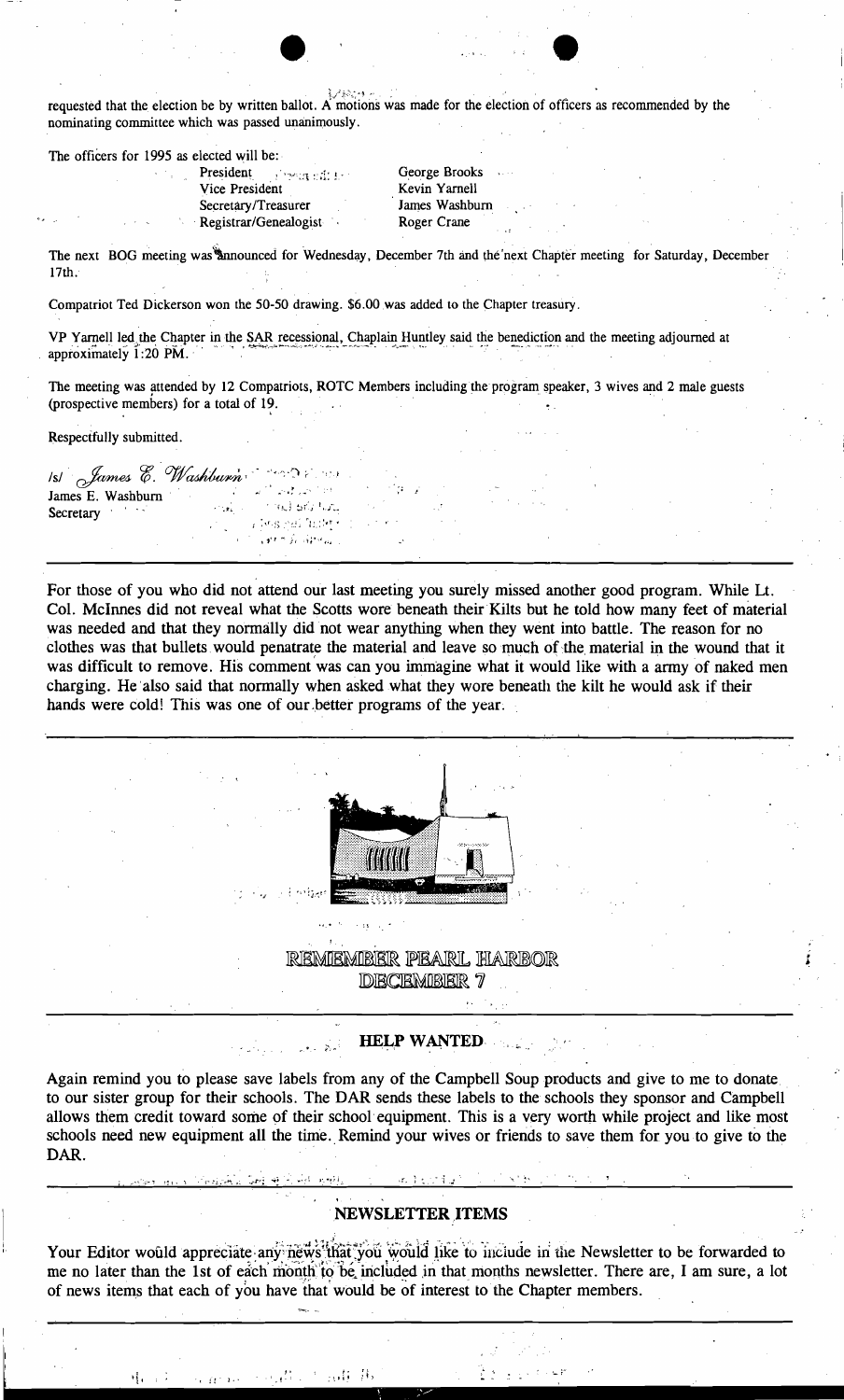requested that the election be by written ballot. A motions was made for the election of officers as recommended by the nominating committee which was passed unanimously.

The officers for 1995 as elected will be:

| | |
|---|---|
| President | George Brooks |
| Vice President | Kevin Yarnell |
| Secretary/Treasurer | James Washburn |
| Registrar/Genealogist | Roger Crane |

The next BOG meeting was announced for Wednesday, December 7th and the next Chapter meeting for Saturday, December 17th.

Compatriot Ted Dickerson won the 50-50 drawing. $6.00 was added to the Chapter treasury.

VP Yarnell led the Chapter in the SAR recessional, Chaplain Huntley said the benediction and the meeting adjourned at approximately 1:20 PM.

The meeting was attended by 12 Compatriots, ROTC Members including the program speaker, 3 wives and 2 male guests (prospective members) for a total of 19.

Respectfully submitted.

/s/ *James E. Washburn*
James E. Washburn
Secretary

---

For those of you who did not attend our last meeting you surely missed another good program. While Lt. Col. McInnes did not reveal what the Scotts wore beneath their Kilts but he told how many feet of material was needed and that they normally did not wear anything when they went into battle. The reason for no clothes was that bullets would penatrate the material and leave so much of the material in the wound that it was difficult to remove. His comment was can you immagine what it would like with a army of naked men charging. He also said that normally when asked what they wore beneath the kilt he would ask if their hands were cold! This was one of our better programs of the year.

---

REMEMBER PEARL HARBOR
DECEMBER 7

---

## HELP WANTED

Again remind you to please save labels from any of the Campbell Soup products and give to me to donate to our sister group for their schools. The DAR sends these labels to the schools they sponsor and Campbell allows them credit toward some of their school equipment. This is a very worth while project and like most schools need new equipment all the time. Remind your wives or friends to save them for you to give to the DAR.

---

## NEWSLETTER ITEMS

Your Editor would appreciate any news that you would like to include in the Newsletter to be forwarded to me no later than the 1st of each month to be included in that months newsletter. There are, I am sure, a lot of news items that each of you have that would be of interest to the Chapter members.